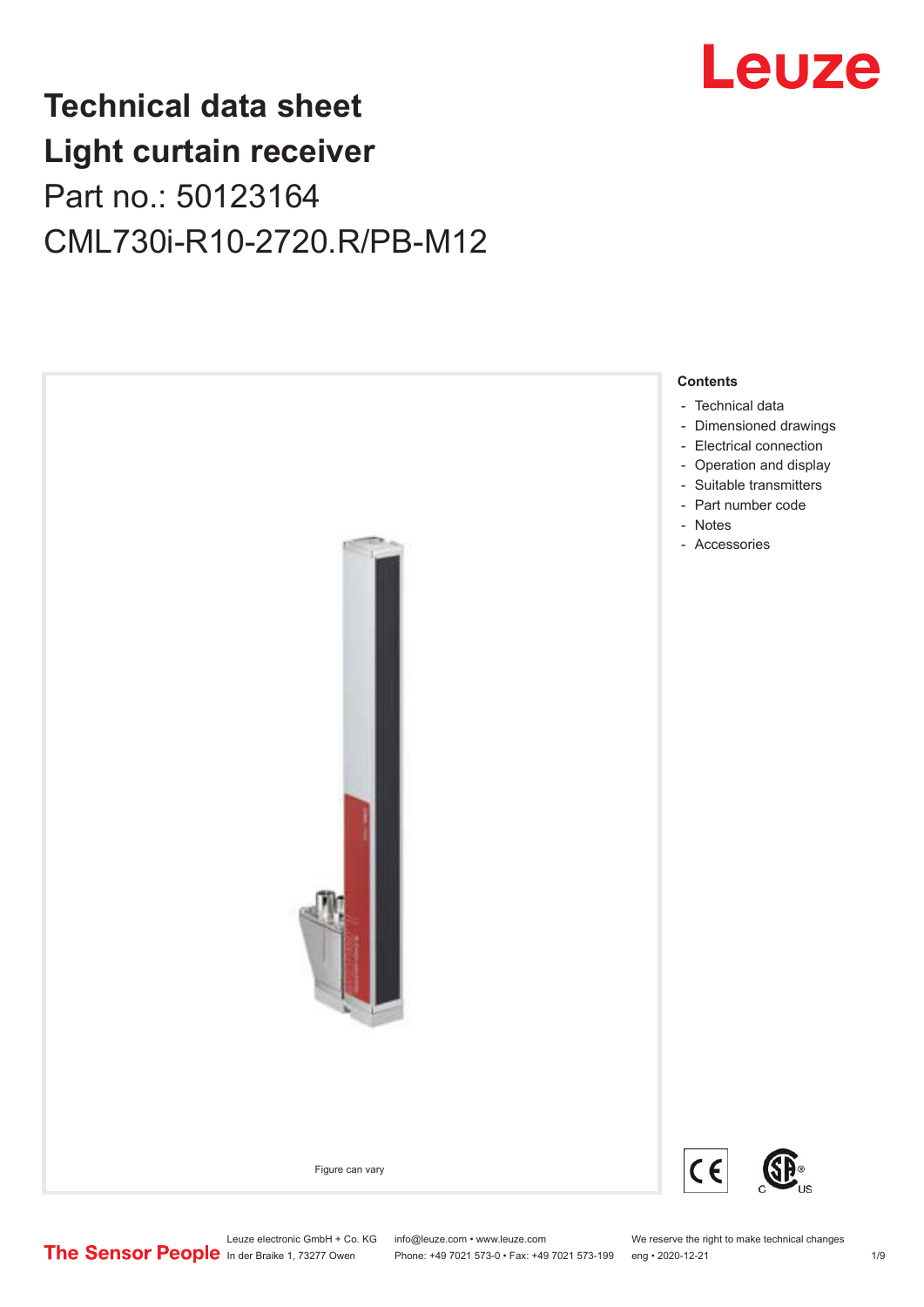# Technical data sheet
# Light curtain receiver

Part no.: 50123164

CML730i-R10-2720.R/PB-M12

Figure can vary

**Contents**

- Technical data
- Dimensioned drawings
- Electrical connection
- Operation and display
- Suitable transmitters
- Part number code
- Notes
- Accessories

Leuze electronic GmbH + Co. KG
In der Braike 1, 73277 Owen

info@leuze.com • www.leuze.com
Phone: +49 7021 573-0 • Fax: +49 7021 573-199

We reserve the right to make technical changes
eng • 2020-12-21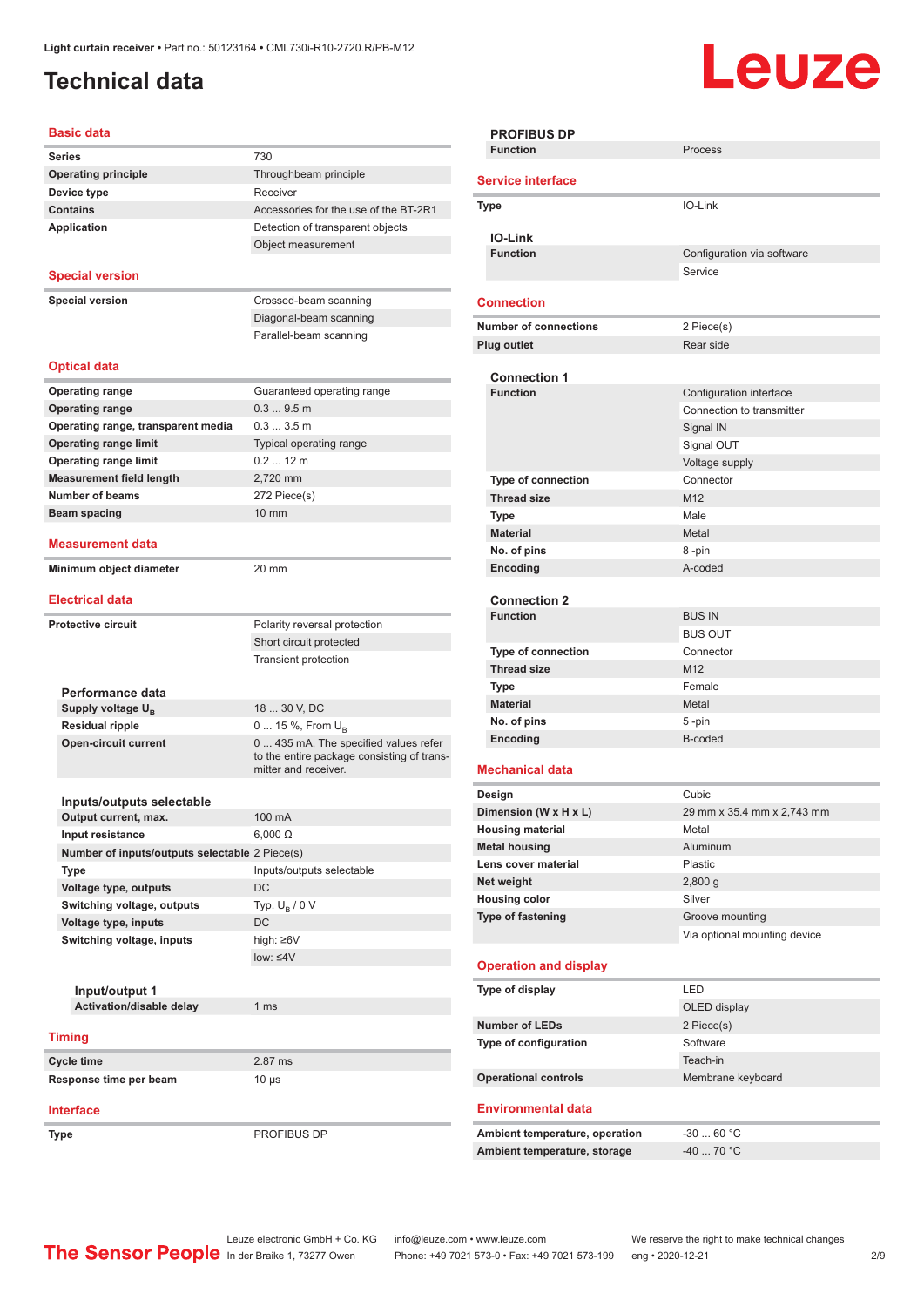Light curtain receiver • Part no.: 50123164 • CML730i-R10-2720.R/PB-M12

# Technical data

## Basic data

| | |
|---|---|
| Series | 730 |
| Operating principle | Throughbeam principle |
| Device type | Receiver |
| Contains | Accessories for the use of the BT-2R1 |
| Application | Detection of transparent objects |
| | Object measurement |

## Special version

| | |
|---|---|
| Special version | Crossed-beam scanning |
| | Diagonal-beam scanning |
| | Parallel-beam scanning |

## Optical data

| | |
|---|---|
| Operating range | Guaranteed operating range |
| Operating range | 0.3 ... 9.5 m |
| Operating range, transparent media | 0.3 ... 3.5 m |
| Operating range limit | Typical operating range |
| Operating range limit | 0.2 ... 12 m |
| Measurement field length | 2,720 mm |
| Number of beams | 272 Piece(s) |
| Beam spacing | 10 mm |

## Measurement data

| | |
|---|---|
| Minimum object diameter | 20 mm |

## Electrical data

| | |
|---|---|
| Protective circuit | Polarity reversal protection |
| | Short circuit protected |
| | Transient protection |

### Performance data

| | |
|---|---|
| Supply voltage $U_B$ | 18 ... 30 V, DC |
| Residual ripple | 0 ... 15 %, From $U_B$ |
| Open-circuit current | 0 ... 435 mA, The specified values refer to the entire package consisting of transmitter and receiver. |

### Inputs/outputs selectable

| | |
|---|---|
| Output current, max. | 100 mA |
| Input resistance | 6,000 Ω |
| Number of inputs/outputs selectable | 2 Piece(s) |
| Type | Inputs/outputs selectable |
| Voltage type, outputs | DC |
| Switching voltage, outputs | Typ. $U_B$ / 0 V |
| Voltage type, inputs | DC |
| Switching voltage, inputs | high: ≥6V |
| | low: ≤4V |

#### Input/output 1

| | |
|---|---|
| Activation/disable delay | 1 ms |

## Timing

| | |
|---|---|
| Cycle time | 2.87 ms |
| Response time per beam | 10 µs |

## Interface

| | |
|---|---|
| Type | PROFIBUS DP |

### PROFIBUS DP

| | |
|---|---|
| Function | Process |

## Service interface

| | |
|---|---|
| Type | IO-Link |

### IO-Link

| | |
|---|---|
| Function | Configuration via software |
| | Service |

## Connection

| | |
|---|---|
| Number of connections | 2 Piece(s) |
| Plug outlet | Rear side |

### Connection 1

| | |
|---|---|
| Function | Configuration interface |
| | Connection to transmitter |
| | Signal IN |
| | Signal OUT |
| | Voltage supply |
| Type of connection | Connector |
| Thread size | M12 |
| Type | Male |
| Material | Metal |
| No. of pins | 8 -pin |
| Encoding | A-coded |

### Connection 2

| | |
|---|---|
| Function | BUS IN |
| | BUS OUT |
| Type of connection | Connector |
| Thread size | M12 |
| Type | Female |
| Material | Metal |
| No. of pins | 5 -pin |
| Encoding | B-coded |

## Mechanical data

| | |
|---|---|
| Design | Cubic |
| Dimension (W x H x L) | 29 mm x 35.4 mm x 2,743 mm |
| Housing material | Metal |
| Metal housing | Aluminum |
| Lens cover material | Plastic |
| Net weight | 2,800 g |
| Housing color | Silver |
| Type of fastening | Groove mounting |
| | Via optional mounting device |

## Operation and display

| | |
|---|---|
| Type of display | LED |
| | OLED display |
| Number of LEDs | 2 Piece(s) |
| Type of configuration | Software |
| | Teach-in |
| Operational controls | Membrane keyboard |

## Environmental data

| | |
|---|---|
| Ambient temperature, operation | -30 ... 60 °C |
| Ambient temperature, storage | -40 ... 70 °C |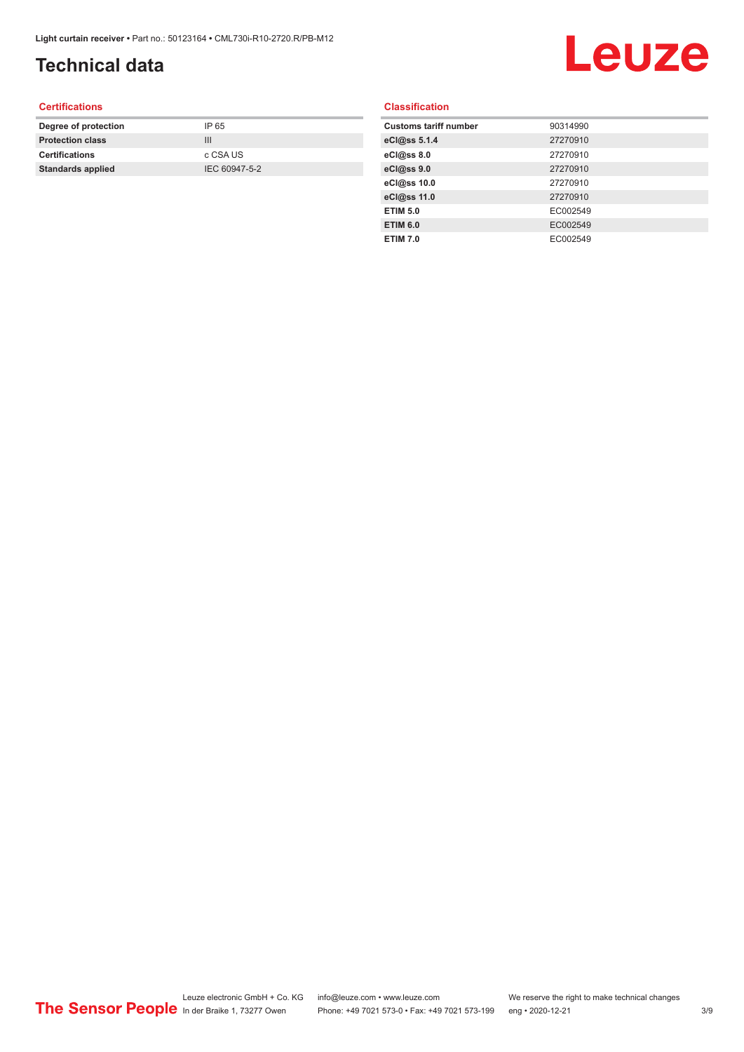# Technical data

### Certifications

| Degree of protection | IP 65 |
|---|---|
| Protection class | III |
| Certifications | c CSA US |
| Standards applied | IEC 60947-5-2 |

### Classification

| Customs tariff number | 90314990 |
|---|---|
| eCl@ss 5.1.4 | 27270910 |
| eCl@ss 8.0 | 27270910 |
| eCl@ss 9.0 | 27270910 |
| eCl@ss 10.0 | 27270910 |
| eCl@ss 11.0 | 27270910 |
| ETIM 5.0 | EC002549 |
| ETIM 6.0 | EC002549 |
| ETIM 7.0 | EC002549 |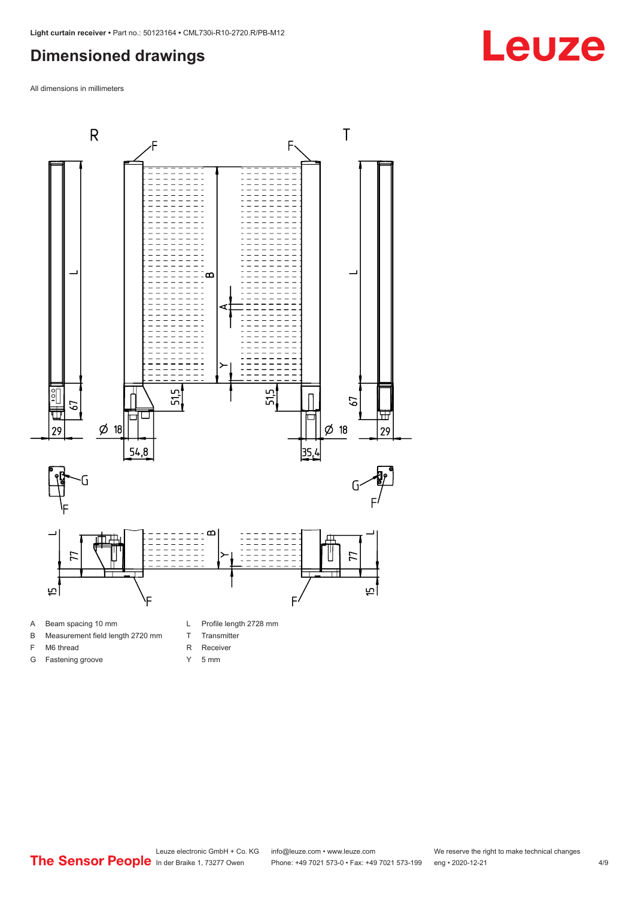## Dimensioned drawings

All dimensions in millimeters

- A Beam spacing 10 mm
- B Measurement field length 2720 mm
- F M6 thread
- G Fastening groove
- L Profile length 2728 mm
- T Transmitter
- R Receiver
- Y 5 mm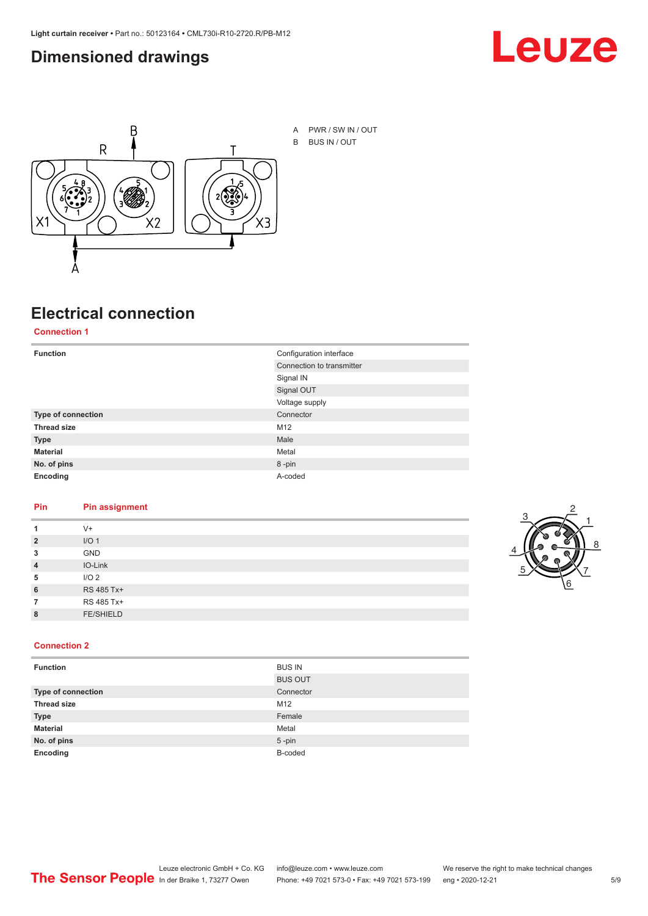## Dimensioned drawings

A PWR / SW IN / OUT

B BUS IN / OUT

## Electrical connection

### Connection 1

| Function | Configuration interface |
|---|---|
| | Connection to transmitter |
| | Signal IN |
| | Signal OUT |
| | Voltage supply |
| **Type of connection** | Connector |
| **Thread size** | M12 |
| **Type** | Male |
| **Material** | Metal |
| **No. of pins** | 8 -pin |
| **Encoding** | A-coded |

| Pin | Pin assignment |
|---|---|
| **1** | V+ |
| **2** | I/O 1 |
| **3** | GND |
| **4** | IO-Link |
| **5** | I/O 2 |
| **6** | RS 485 Tx+ |
| **7** | RS 485 Tx+ |
| **8** | FE/SHIELD |

### Connection 2

| Function | BUS IN |
|---|---|
| | BUS OUT |
| **Type of connection** | Connector |
| **Thread size** | M12 |
| **Type** | Female |
| **Material** | Metal |
| **No. of pins** | 5 -pin |
| **Encoding** | B-coded |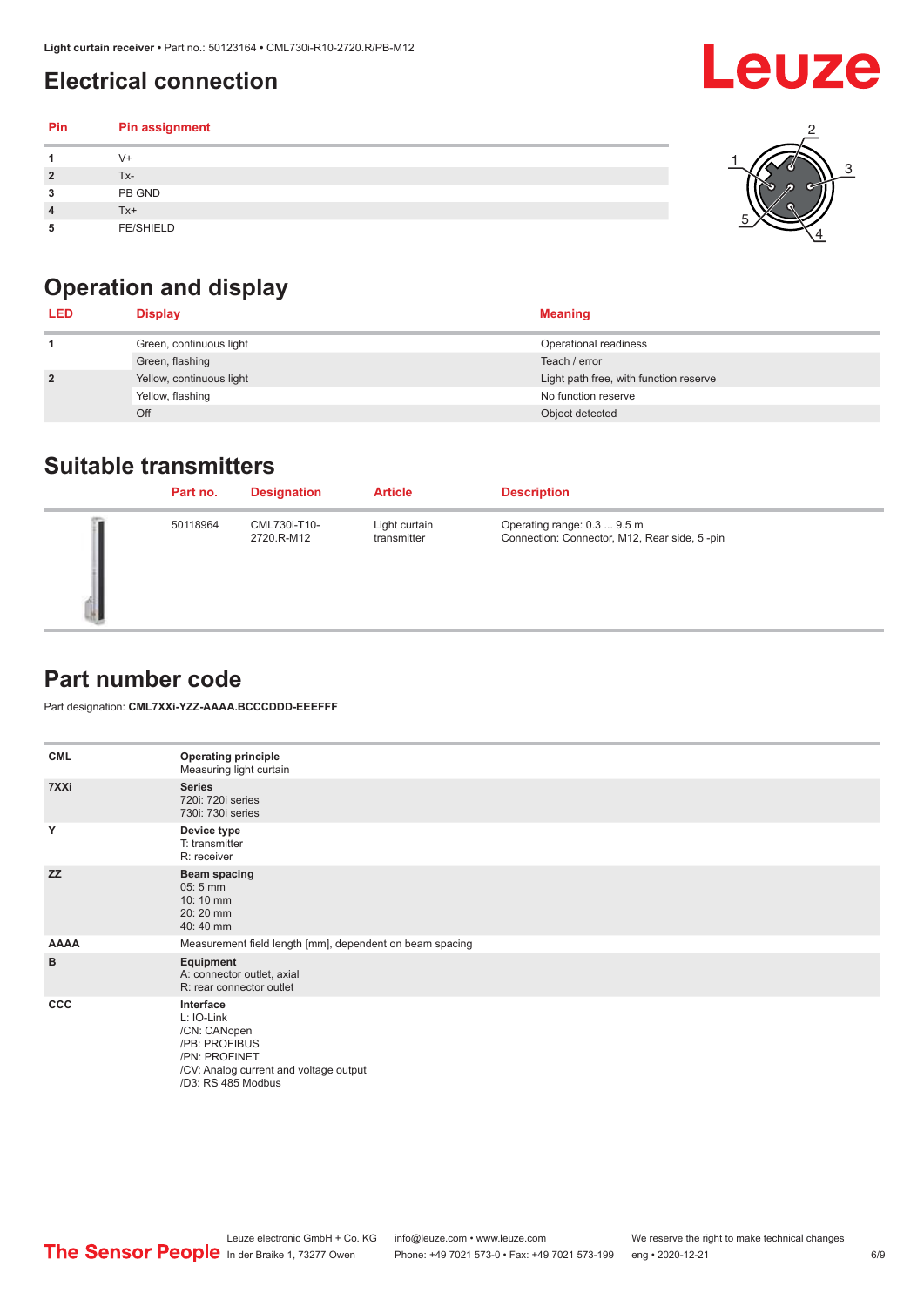## Electrical connection

| Pin | Pin assignment |
|---|---|
| 1 | V+ |
| 2 | Tx- |
| 3 | PB GND |
| 4 | Tx+ |
| 5 | FE/SHIELD |

## Operation and display

| LED | Display | Meaning |
|---|---|---|
| 1 | Green, continuous light | Operational readiness |
| | Green, flashing | Teach / error |
| 2 | Yellow, continuous light | Light path free, with function reserve |
| | Yellow, flashing | No function reserve |
| | Off | Object detected |

## Suitable transmitters

| Part no. | Designation | Article | Description |
|---|---|---|---|
| 50118964 | CML730i-T10-2720.R-M12 | Light curtain transmitter | Operating range: 0.3 ... 9.5 m<br>Connection: Connector, M12, Rear side, 5 -pin |

## Part number code

Part designation: **CML7XXi-YZZ-AAAA.BCCCDDD-EEEFFF**

| | |
|---|---|
| CML | **Operating principle**<br>Measuring light curtain |
| 7XXi | **Series**<br>720i: 720i series<br>730i: 730i series |
| Y | **Device type**<br>T: transmitter<br>R: receiver |
| ZZ | **Beam spacing**<br>05: 5 mm<br>10: 10 mm<br>20: 20 mm<br>40: 40 mm |
| AAAA | Measurement field length [mm], dependent on beam spacing |
| B | **Equipment**<br>A: connector outlet, axial<br>R: rear connector outlet |
| CCC | **Interface**<br>L: IO-Link<br>/CN: CANopen<br>/PB: PROFIBUS<br>/PN: PROFINET<br>/CV: Analog current and voltage output<br>/D3: RS 485 Modbus |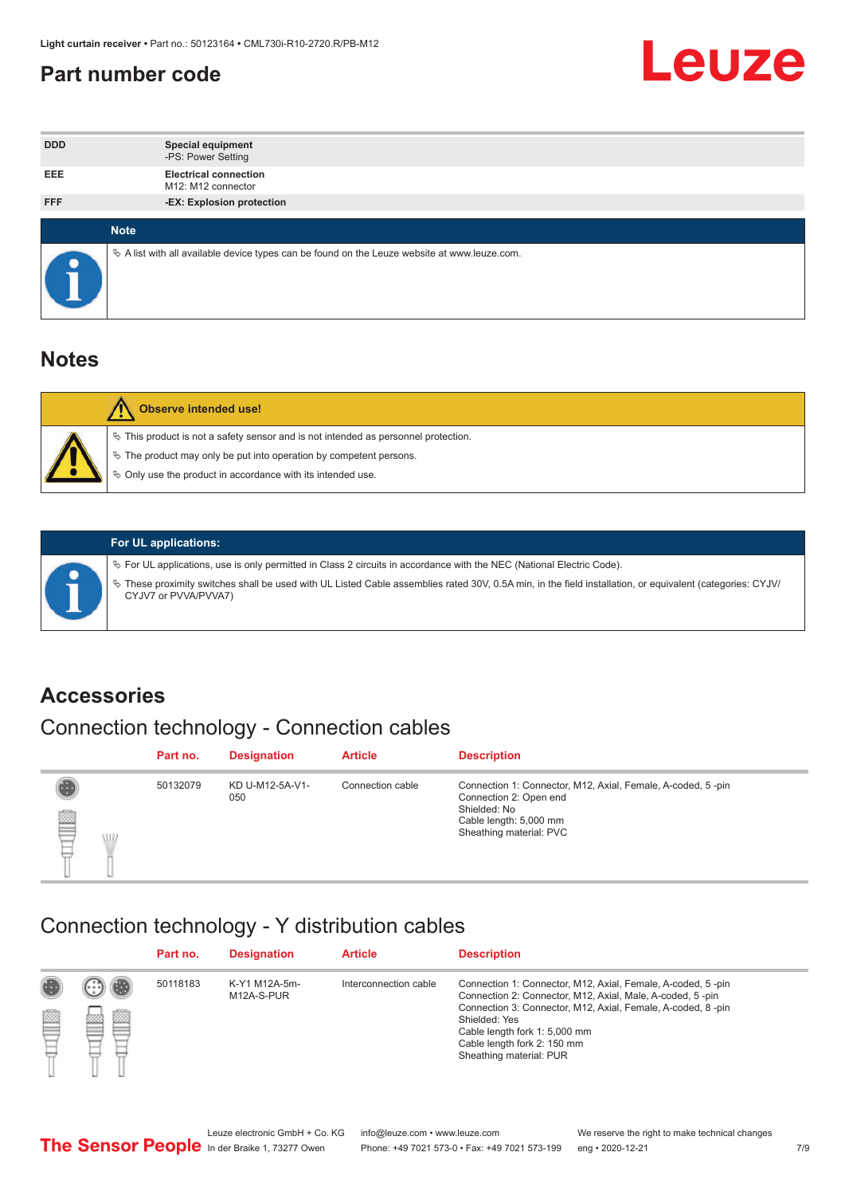## Part number code

| | |
|---|---|
| DDD | **Special equipment**<br>-PS: Power Setting |
| EEE | **Electrical connection**<br>M12: M12 connector |
| FFF | **-EX: Explosion protection** |

**Note**

- A list with all available device types can be found on the Leuze website at www.leuze.com.

## Notes

**Observe intended use!**

- This product is not a safety sensor and is not intended as personnel protection.
- The product may only be put into operation by competent persons.
- Only use the product in accordance with its intended use.

**For UL applications:**

- For UL applications, use is only permitted in Class 2 circuits in accordance with the NEC (National Electric Code).
- These proximity switches shall be used with UL Listed Cable assemblies rated 30V, 0.5A min, in the field installation, or equivalent (categories: CYJV/CYJV7 or PVVA/PVVA7)

## Accessories

### Connection technology - Connection cables

| Part no. | Designation | Article | Description |
|---|---|---|---|
| 50132079 | KD U-M12-5A-V1-050 | Connection cable | Connection 1: Connector, M12, Axial, Female, A-coded, 5 -pin<br>Connection 2: Open end<br>Shielded: No<br>Cable length: 5,000 mm<br>Sheathing material: PVC |

### Connection technology - Y distribution cables

| Part no. | Designation | Article | Description |
|---|---|---|---|
| 50118183 | K-Y1 M12A-5m-M12A-S-PUR | Interconnection cable | Connection 1: Connector, M12, Axial, Female, A-coded, 5 -pin<br>Connection 2: Connector, M12, Axial, Male, A-coded, 5 -pin<br>Connection 3: Connector, M12, Axial, Female, A-coded, 8 -pin<br>Shielded: Yes<br>Cable length fork 1: 5,000 mm<br>Cable length fork 2: 150 mm<br>Sheathing material: PUR |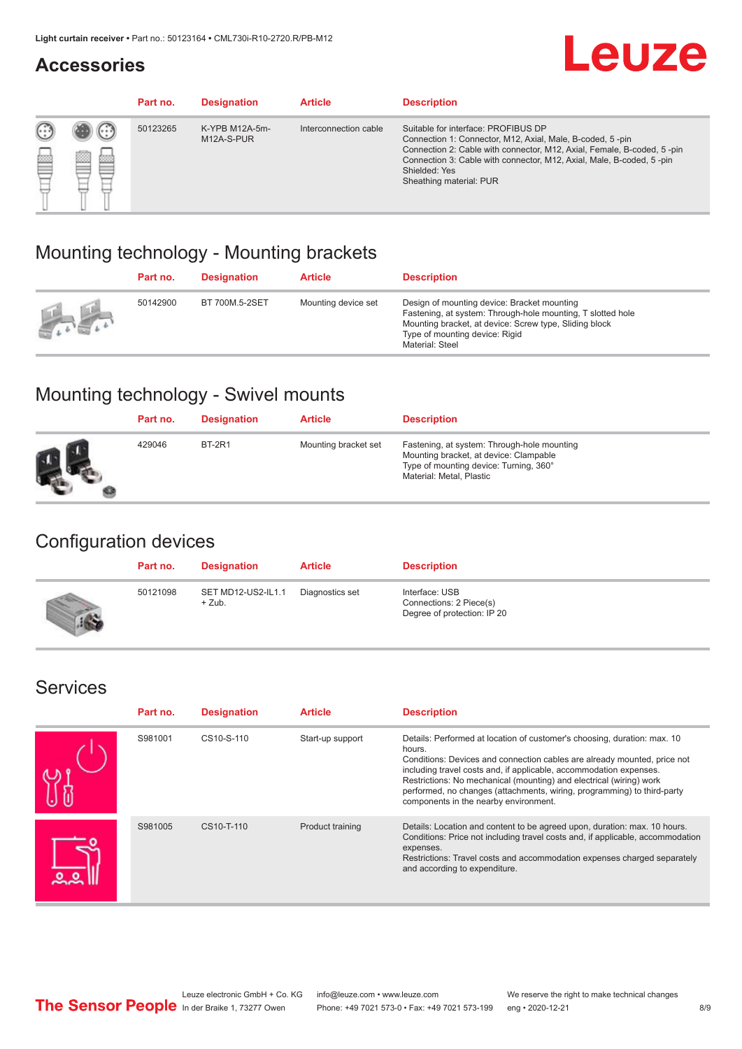## Accessories

| Part no. | Designation | Article | Description |
|---|---|---|---|
| 50123265 | K-YPB M12A-5m-M12A-S-PUR | Interconnection cable | Suitable for interface: PROFIBUS DP<br>Connection 1: Connector, M12, Axial, Male, B-coded, 5 -pin<br>Connection 2: Cable with connector, M12, Axial, Female, B-coded, 5 -pin<br>Connection 3: Cable with connector, M12, Axial, Male, B-coded, 5 -pin<br>Shielded: Yes<br>Sheathing material: PUR |

## Mounting technology - Mounting brackets

| Part no. | Designation | Article | Description |
|---|---|---|---|
| 50142900 | BT 700M.5-2SET | Mounting device set | Design of mounting device: Bracket mounting<br>Fastening, at system: Through-hole mounting, T slotted hole<br>Mounting bracket, at device: Screw type, Sliding block<br>Type of mounting device: Rigid<br>Material: Steel |

## Mounting technology - Swivel mounts

| Part no. | Designation | Article | Description |
|---|---|---|---|
| 429046 | BT-2R1 | Mounting bracket set | Fastening, at system: Through-hole mounting<br>Mounting bracket, at device: Clampable<br>Type of mounting device: Turning, 360°<br>Material: Metal, Plastic |

## Configuration devices

| Part no. | Designation | Article | Description |
|---|---|---|---|
| 50121098 | SET MD12-US2-IL1.1 + Zub. | Diagnostics set | Interface: USB<br>Connections: 2 Piece(s)<br>Degree of protection: IP 20 |

## Services

| Part no. | Designation | Article | Description |
|---|---|---|---|
| S981001 | CS10-S-110 | Start-up support | Details: Performed at location of customer's choosing, duration: max. 10 hours.<br>Conditions: Devices and connection cables are already mounted, price not including travel costs and, if applicable, accommodation expenses.<br>Restrictions: No mechanical (mounting) and electrical (wiring) work performed, no changes (attachments, wiring, programming) to third-party components in the nearby environment. |
| S981005 | CS10-T-110 | Product training | Details: Location and content to be agreed upon, duration: max. 10 hours.<br>Conditions: Price not including travel costs and, if applicable, accommodation expenses.<br>Restrictions: Travel costs and accommodation expenses charged separately and according to expenditure. |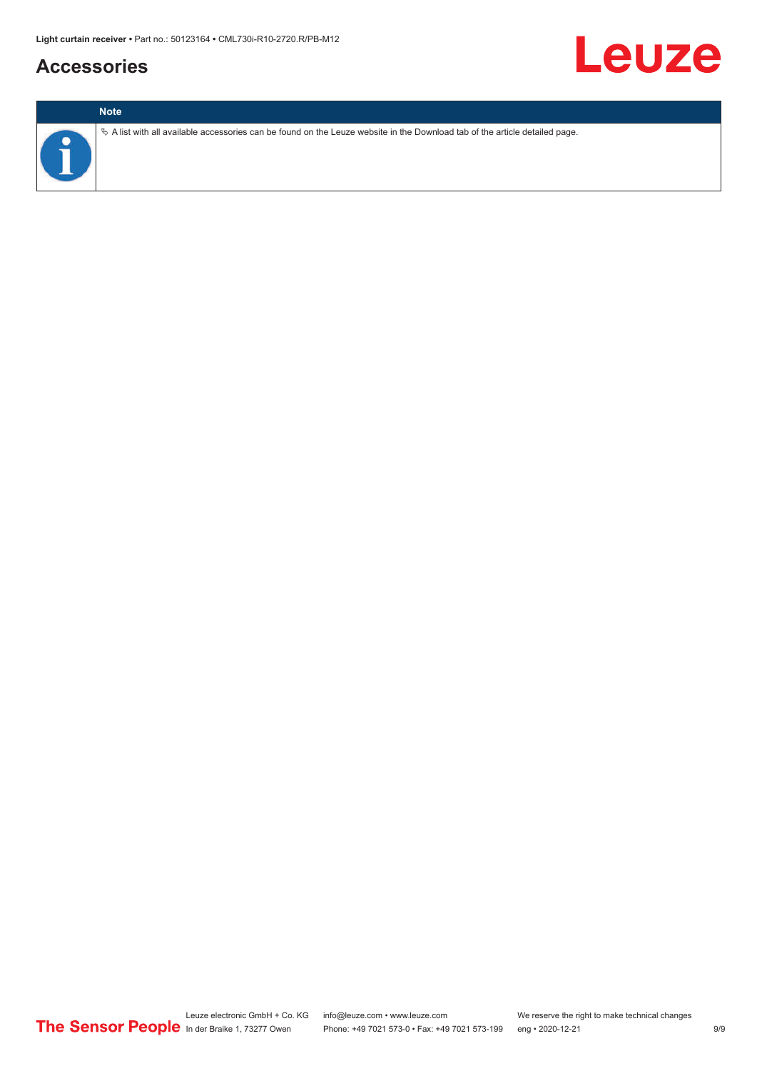## Accessories

| | Note |
|---|---|
| | ✎ A list with all available accessories can be found on the Leuze website in the Download tab of the article detailed page. |